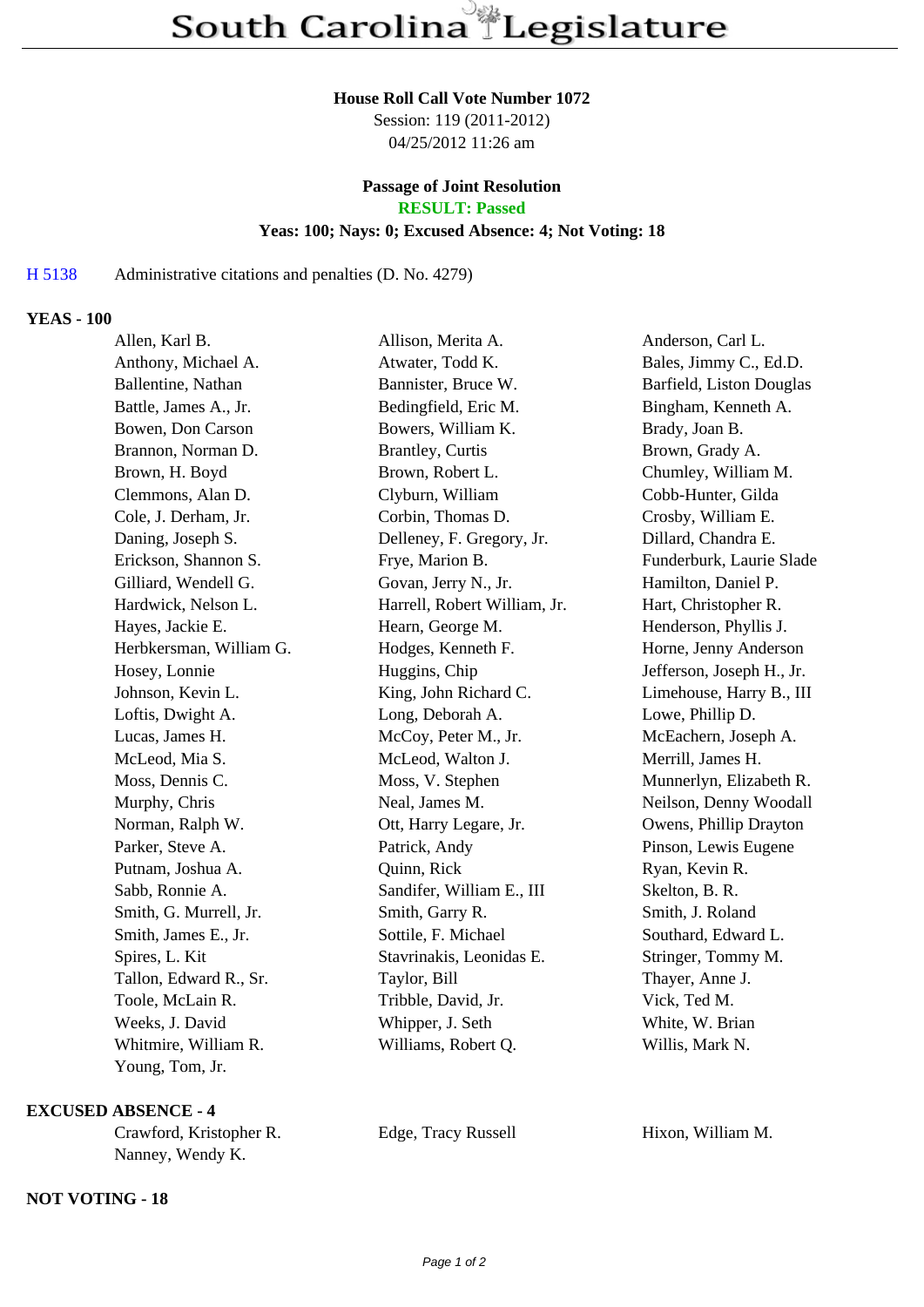# South Carolina Legislature

**House Roll Call Vote Number 1072**
Session: 119 (2011-2012)
04/25/2012 11:26 am

**Passage of Joint Resolution**
**RESULT: Passed**
**Yeas: 100; Nays: 0; Excused Absence: 4; Not Voting: 18**

H 5138 Administrative citations and penalties (D. No. 4279)

**YEAS - 100**

| | | |
|---|---|---|
| Allen, Karl B. | Allison, Merita A. | Anderson, Carl L. |
| Anthony, Michael A. | Atwater, Todd K. | Bales, Jimmy C., Ed.D. |
| Ballentine, Nathan | Bannister, Bruce W. | Barfield, Liston Douglas |
| Battle, James A., Jr. | Bedingfield, Eric M. | Bingham, Kenneth A. |
| Bowen, Don Carson | Bowers, William K. | Brady, Joan B. |
| Brannon, Norman D. | Brantley, Curtis | Brown, Grady A. |
| Brown, H. Boyd | Brown, Robert L. | Chumley, William M. |
| Clemmons, Alan D. | Clyburn, William | Cobb-Hunter, Gilda |
| Cole, J. Derham, Jr. | Corbin, Thomas D. | Crosby, William E. |
| Daning, Joseph S. | Delleney, F. Gregory, Jr. | Dillard, Chandra E. |
| Erickson, Shannon S. | Frye, Marion B. | Funderburk, Laurie Slade |
| Gilliard, Wendell G. | Govan, Jerry N., Jr. | Hamilton, Daniel P. |
| Hardwick, Nelson L. | Harrell, Robert William, Jr. | Hart, Christopher R. |
| Hayes, Jackie E. | Hearn, George M. | Henderson, Phyllis J. |
| Herbkersman, William G. | Hodges, Kenneth F. | Horne, Jenny Anderson |
| Hosey, Lonnie | Huggins, Chip | Jefferson, Joseph H., Jr. |
| Johnson, Kevin L. | King, John Richard C. | Limehouse, Harry B., III |
| Loftis, Dwight A. | Long, Deborah A. | Lowe, Phillip D. |
| Lucas, James H. | McCoy, Peter M., Jr. | McEachern, Joseph A. |
| McLeod, Mia S. | McLeod, Walton J. | Merrill, James H. |
| Moss, Dennis C. | Moss, V. Stephen | Munnerlyn, Elizabeth R. |
| Murphy, Chris | Neal, James M. | Neilson, Denny Woodall |
| Norman, Ralph W. | Ott, Harry Legare, Jr. | Owens, Phillip Drayton |
| Parker, Steve A. | Patrick, Andy | Pinson, Lewis Eugene |
| Putnam, Joshua A. | Quinn, Rick | Ryan, Kevin R. |
| Sabb, Ronnie A. | Sandifer, William E., III | Skelton, B. R. |
| Smith, G. Murrell, Jr. | Smith, Garry R. | Smith, J. Roland |
| Smith, James E., Jr. | Sottile, F. Michael | Southard, Edward L. |
| Spires, L. Kit | Stavrinakis, Leonidas E. | Stringer, Tommy M. |
| Tallon, Edward R., Sr. | Taylor, Bill | Thayer, Anne J. |
| Toole, McLain R. | Tribble, David, Jr. | Vick, Ted M. |
| Weeks, J. David | Whipper, J. Seth | White, W. Brian |
| Whitmire, William R. | Williams, Robert Q. | Willis, Mark N. |
| Young, Tom, Jr. | | |

**EXCUSED ABSENCE - 4**

| | | |
|---|---|---|
| Crawford, Kristopher R. | Edge, Tracy Russell | Hixon, William M. |
| Nanney, Wendy K. | | |

**NOT VOTING - 18**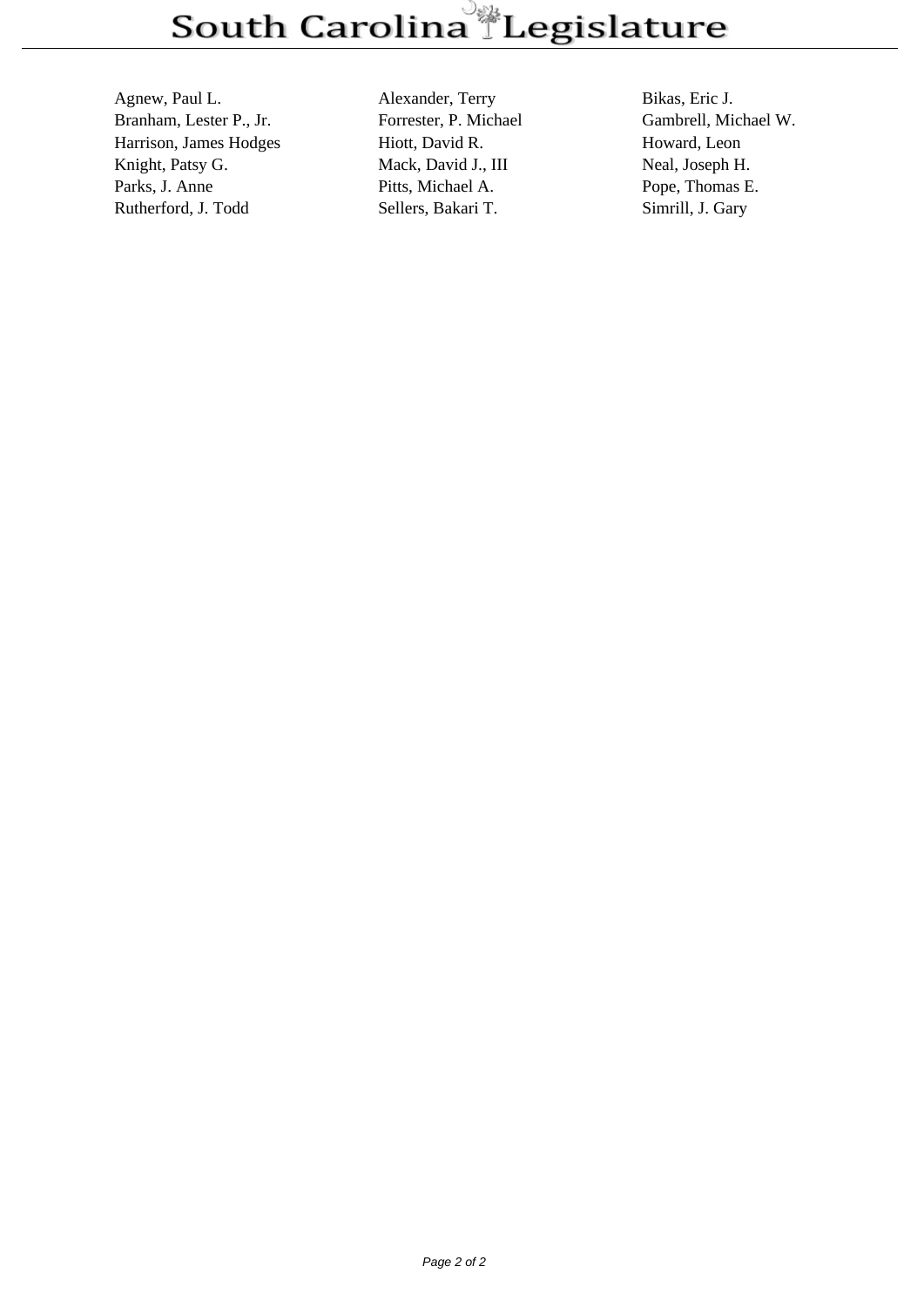| | | |
|---|---|---|
| Agnew, Paul L. | Alexander, Terry | Bikas, Eric J. |
| Branham, Lester P., Jr. | Forrester, P. Michael | Gambrell, Michael W. |
| Harrison, James Hodges | Hiott, David R. | Howard, Leon |
| Knight, Patsy G. | Mack, David J., III | Neal, Joseph H. |
| Parks, J. Anne | Pitts, Michael A. | Pope, Thomas E. |
| Rutherford, J. Todd | Sellers, Bakari T. | Simrill, J. Gary |